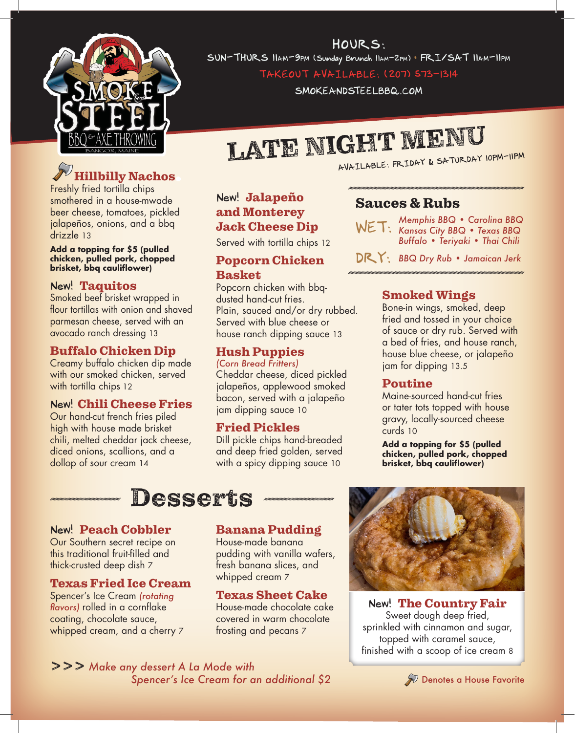**SMOKE & STEEL** BBQ & AXE THROWING — BANGOR, MAINE

**HOURS:**
SUN–THURS 11AM–9PM (Sunday Brunch 11AM–2PM) • FRI/SAT 11AM–11PM
TAKEOUT AVAILABLE: (207) 573-1314
SMOKEANDSTEELBBQ.COM

# LATE NIGHT MENU

AVAILABLE: FRIDAY & SATURDAY 10PM–11PM

### Hillbilly Nachos
Freshly fried tortilla chips smothered in a house-mwade beer cheese, tomatoes, pickled jalapeños, onions, and a bbq drizzle 13

**Add a topping for $5 (pulled chicken, pulled pork, chopped brisket, bbq cauliflower)**

### New! Taquitos
Smoked beef brisket wrapped in flour tortillas with onion and shaved parmesan cheese, served with an avocado ranch dressing 13

### Buffalo Chicken Dip
Creamy buffalo chicken dip made with our smoked chicken, served with tortilla chips 12

### New! Chili Cheese Fries
Our hand-cut french fries piled high with house made brisket chili, melted cheddar jack cheese, diced onions, scallions, and a dollop of sour cream 14

### New! Jalapeño and Monterey Jack Cheese Dip
Served with tortilla chips 12

### Popcorn Chicken Basket
Popcorn chicken with bbq-dusted hand-cut fries.
Plain, sauced and/or dry rubbed.
Served with blue cheese or house ranch dipping sauce 13

### Hush Puppies
*(Corn Bread Fritters)*
Cheddar cheese, diced pickled jalapeños, applewood smoked bacon, served with a jalapeño jam dipping sauce 10

### Fried Pickles
Dill pickle chips hand-breaded and deep fried golden, served with a spicy dipping sauce 10

## Sauces & Rubs

**WET:** *Memphis BBQ • Carolina BBQ • Kansas City BBQ • Texas BBQ • Buffalo • Teriyaki • Thai Chili*

**DRY:** *BBQ Dry Rub • Jamaican Jerk*

### Smoked Wings
Bone-in wings, smoked, deep fried and tossed in your choice of sauce or dry rub. Served with a bed of fries, and house ranch, house blue cheese, or jalapeño jam for dipping 13.5

### Poutine
Maine-sourced hand-cut fries or tater tots topped with house gravy, locally-sourced cheese curds 10

**Add a topping for $5 (pulled chicken, pulled pork, chopped brisket, bbq cauliflower)**

## Desserts

### New! Peach Cobbler
Our Southern secret recipe on this traditional fruit-filled and thick-crusted deep dish 7

### Texas Fried Ice Cream
Spencer's Ice Cream *(rotating flavors)* rolled in a cornflake coating, chocolate sauce, whipped cream, and a cherry 7

### Banana Pudding
House-made banana pudding with vanilla wafers, fresh banana slices, and whipped cream 7

### Texas Sheet Cake
House-made chocolate cake covered in warm chocolate frosting and pecans 7

### New! The Country Fair
Sweet dough deep fried, sprinkled with cinnamon and sugar, topped with caramel sauce, finished with a scoop of ice cream 8

*>>> Make any dessert A La Mode with Spencer's Ice Cream for an additional $2*

Denotes a House Favorite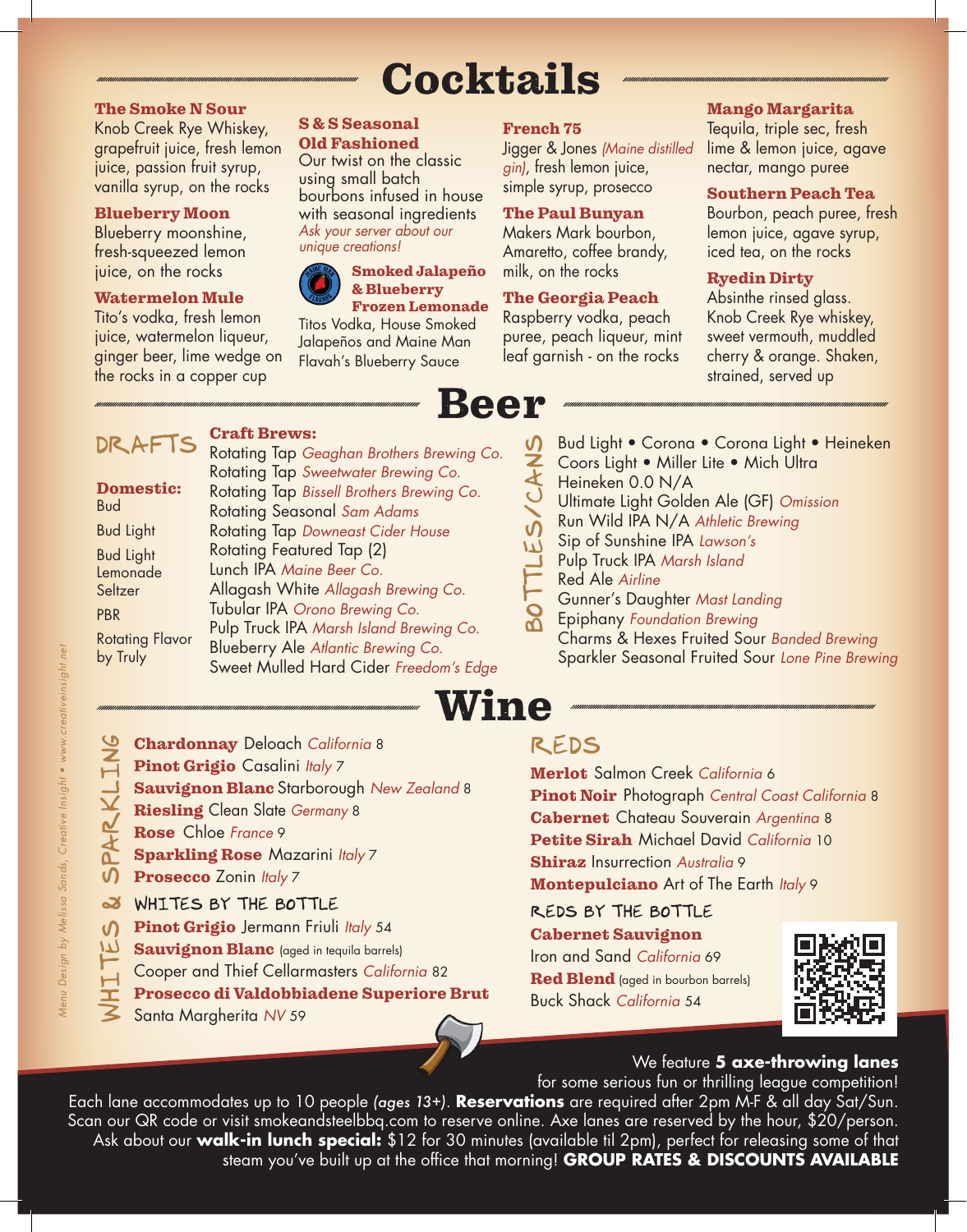# Cocktails

**The Smoke N Sour**
Knob Creek Rye Whiskey, grapefruit juice, fresh lemon juice, passion fruit syrup, vanilla syrup, on the rocks

**Blueberry Moon**
Blueberry moonshine, fresh-squeezed lemon juice, on the rocks

**Watermelon Mule**
Tito's vodka, fresh lemon juice, watermelon liqueur, ginger beer, lime wedge on the rocks in a copper cup

**S & S Seasonal Old Fashioned**
Our twist on the classic using small batch bourbons infused in house with seasonal ingredients
*Ask your server about our unique creations!*

**Smoked Jalapeño & Blueberry Frozen Lemonade**
Titos Vodka, House Smoked Jalapeños and Maine Man Flavah's Blueberry Sauce

**French 75**
Jigger & Jones *(Maine distilled gin)*, fresh lemon juice, simple syrup, prosecco

**The Paul Bunyan**
Makers Mark bourbon, Amaretto, coffee brandy, milk, on the rocks

**The Georgia Peach**
Raspberry vodka, peach puree, peach liqueur, mint leaf garnish - on the rocks

**Mango Margarita**
Tequila, triple sec, fresh lime & lemon juice, agave nectar, mango puree

**Southern Peach Tea**
Bourbon, peach puree, fresh lemon juice, agave syrup, iced tea, on the rocks

**Ryedin Dirty**
Absinthe rinsed glass. Knob Creek Rye whiskey, sweet vermouth, muddled cherry & orange. Shaken, strained, served up

# Beer

## DRAFTS

**Domestic:**
- Bud
- Bud Light
- Bud Light Lemonade Seltzer
- PBR
- Rotating Flavor by Truly

**Craft Brews:**
- Rotating Tap *Geaghan Brothers Brewing Co.*
- Rotating Tap *Sweetwater Brewing Co.*
- Rotating Tap *Bissell Brothers Brewing Co.*
- Rotating Seasonal *Sam Adams*
- Rotating Tap *Downeast Cider House*
- Rotating Featured Tap (2)
- Lunch IPA *Maine Beer Co.*
- Allagash White *Allagash Brewing Co.*
- Tubular IPA *Orono Brewing Co.*
- Pulp Truck IPA *Marsh Island Brewing Co.*
- Blueberry Ale *Atlantic Brewing Co.*
- Sweet Mulled Hard Cider *Freedom's Edge*

## BOTTLES/CANS

- Bud Light • Corona • Corona Light • Heineken
- Coors Light • Miller Lite • Mich Ultra
- Heineken 0.0 N/A
- Ultimate Light Golden Ale (GF) *Omission*
- Run Wild IPA N/A *Athletic Brewing*
- Sip of Sunshine IPA *Lawson's*
- Pulp Truck IPA *Marsh Island*
- Red Ale *Airline*
- Gunner's Daughter *Mast Landing*
- Epiphany *Foundation Brewing*
- Charms & Hexes Fruited Sour *Banded Brewing*
- Sparkler Seasonal Fruited Sour *Lone Pine Brewing*

# Wine

## WHITES & SPARKLING

- **Chardonnay** Deloach *California* 8
- **Pinot Grigio** Casalini *Italy* 7
- **Sauvignon Blanc** Starborough *New Zealand* 8
- **Riesling** Clean Slate *Germany* 8
- **Rose** Chloe *France* 9
- **Sparkling Rose** Mazarini *Italy* 7
- **Prosecco** Zonin *Italy* 7

### WHITES BY THE BOTTLE

**Pinot Grigio** Jermann Friuli *Italy* 54

**Sauvignon Blanc** (aged in tequila barrels)
Cooper and Thief Cellarmasters *California* 82

**Prosecco di Valdobbiadene Superiore Brut**
Santa Margherita *NV* 59

## REDS

- **Merlot** Salmon Creek *California* 6
- **Pinot Noir** Photograph *Central Coast California* 8
- **Cabernet** Chateau Souverain *Argentina* 8
- **Petite Sirah** Michael David *California* 10
- **Shiraz** Insurrection *Australia* 9
- **Montepulciano** Art of The Earth *Italy* 9

### REDS BY THE BOTTLE

**Cabernet Sauvignon**
Iron and Sand *California* 69

**Red Blend** (aged in bourbon barrels)
Buck Shack *California* 54

We feature **5 axe-throwing lanes** for some serious fun or thrilling league competition! Each lane accommodates up to 10 people *(ages 13+)*. **Reservations** are required after 2pm M-F & all day Sat/Sun. Scan our QR code or visit smokeandsteelbbq.com to reserve online. Axe lanes are reserved by the hour, $20/person. Ask about our **walk-in lunch special:** $12 for 30 minutes (available til 2pm), perfect for releasing some of that steam you've built up at the office that morning! **GROUP RATES & DISCOUNTS AVAILABLE**

*Menu Design by Melissa Sands, Creative Insight • www.creativeinsight.net*